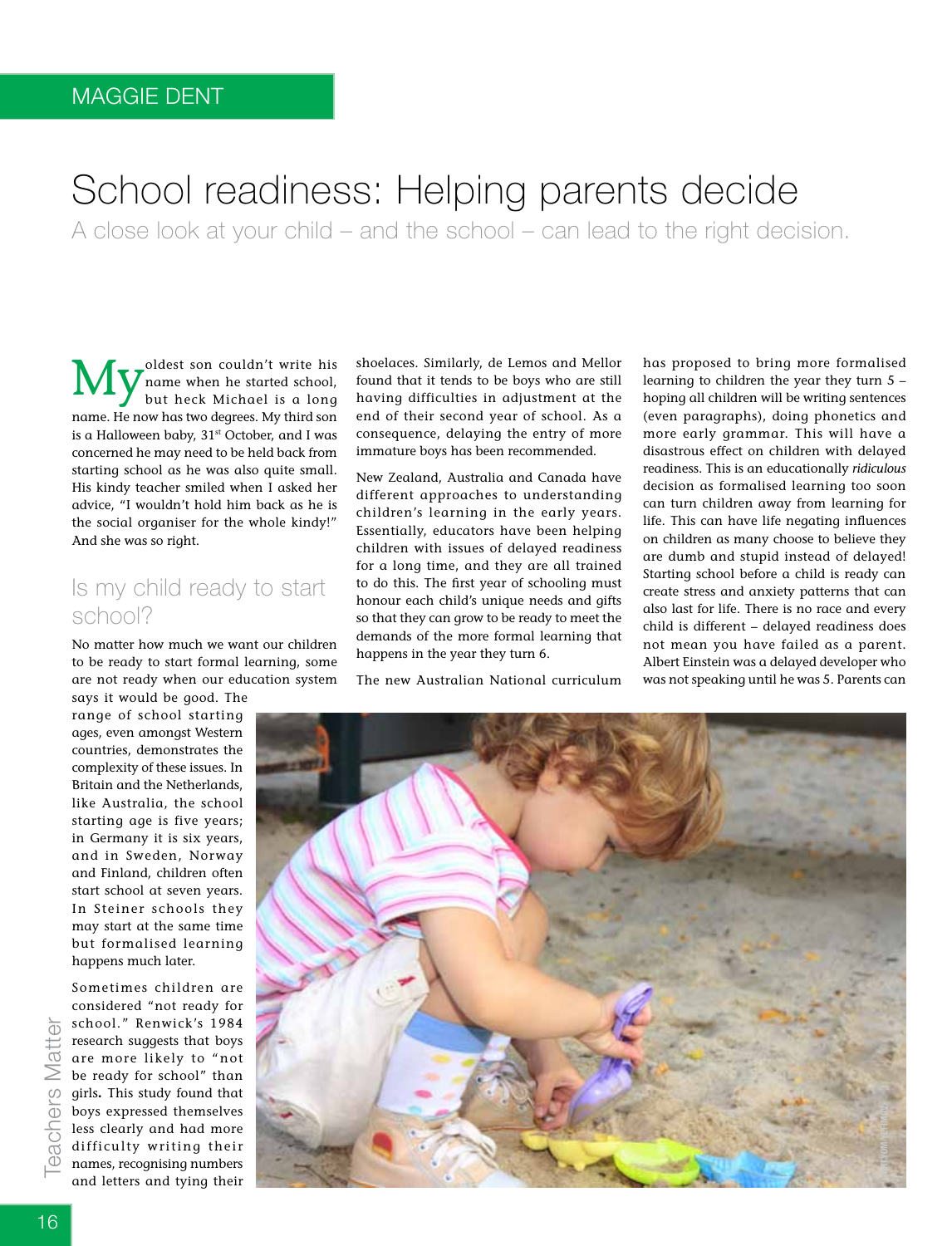MAGGIE DENT

# School readiness: Helping parents decide

A close look at your child – and the school – can lead to the right decision.

My oldest son couldn't write his name when he started school, but heck Michael is a long name. He now has two degrees. My third son is a Halloween baby, 31st October, and I was concerned he may need to be held back from starting school as he was also quite small. His kindy teacher smiled when I asked her advice, "I wouldn't hold him back as he is the social organiser for the whole kindy!" And she was so right.

## Is my child ready to start school?

No matter how much we want our children to be ready to start formal learning, some are not ready when our education system says it would be good. The range of school starting ages, even amongst Western countries, demonstrates the complexity of these issues. In Britain and the Netherlands, like Australia, the school starting age is five years; in Germany it is six years, and in Sweden, Norway and Finland, children often start school at seven years. In Steiner schools they may start at the same time but formalised learning happens much later.

Sometimes children are considered "not ready for school." Renwick's 1984 research suggests that boys are more likely to "not be ready for school" than girls**.** This study found that boys expressed themselves less clearly and had more difficulty writing their names, recognising numbers and letters and tying their shoelaces. Similarly, de Lemos and Mellor found that it tends to be boys who are still having difficulties in adjustment at the end of their second year of school. As a consequence, delaying the entry of more immature boys has been recommended.

New Zealand, Australia and Canada have different approaches to understanding children's learning in the early years. Essentially, educators have been helping children with issues of delayed readiness for a long time, and they are all trained to do this. The first year of schooling must honour each child's unique needs and gifts so that they can grow to be ready to meet the demands of the more formal learning that happens in the year they turn 6.

The new Australian National curriculum has proposed to bring more formalised learning to children the year they turn 5 – hoping all children will be writing sentences (even paragraphs), doing phonetics and more early grammar. This will have a disastrous effect on children with delayed readiness. This is an educationally *ridiculous* decision as formalised learning too soon can turn children away from learning for life. This can have life negating influences on children as many choose to believe they are dumb and stupid instead of delayed! Starting school before a child is ready can create stress and anxiety patterns that can also last for life. There is no race and every child is different – delayed readiness does not mean you have failed as a parent. Albert Einstein was a delayed developer who was not speaking until he was 5. Parents can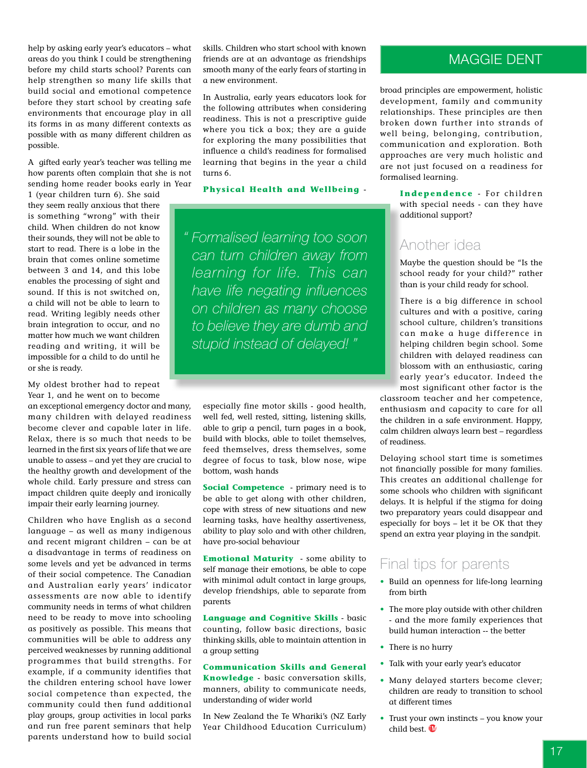help by asking early year's educators – what areas do you think I could be strengthening before my child starts school? Parents can help strengthen so many life skills that build social and emotional competence before they start school by creating safe environments that encourage play in all its forms in as many different contexts as possible with as many different children as possible.

A gifted early year's teacher was telling me how parents often complain that she is not sending home reader books early in Year 1 (year children turn 6). She said they seem really anxious that there is something "wrong" with their child. When children do not know their sounds, they will not be able to start to read. There is a lobe in the brain that comes online sometime between 3 and 14, and this lobe enables the processing of sight and sound. If this is not switched on, a child will not be able to learn to read. Writing legibly needs other brain integration to occur, and no matter how much we want children reading and writing, it will be impossible for a child to do until he or she is ready.

My oldest brother had to repeat Year 1, and he went on to become an exceptional emergency doctor and many, many children with delayed readiness become clever and capable later in life. Relax, there is so much that needs to be learned in the first six years of life that we are unable to assess – and yet they are crucial to the healthy growth and development of the whole child. Early pressure and stress can impact children quite deeply and ironically impair their early learning journey.

Children who have English as a second language – as well as many indigenous and recent migrant children – can be at a disadvantage in terms of readiness on some levels and yet be advanced in terms of their social competence. The Canadian and Australian early years' indicator assessments are now able to identify community needs in terms of what children need to be ready to move into schooling as positively as possible. This means that communities will be able to address any perceived weaknesses by running additional programmes that build strengths. For example, if a community identifies that the children entering school have lower social competence than expected, the community could then fund additional play groups, group activities in local parks and run free parent seminars that help parents understand how to build social skills. Children who start school with known friends are at an advantage as friendships smooth many of the early fears of starting in a new environment.

In Australia, early years educators look for the following attributes when considering readiness. This is not a prescriptive guide where you tick a box; they are a guide for exploring the many possibilities that influence a child's readiness for formalised learning that begins in the year a child turns 6.

> *" Formalised learning too soon can turn children away from learning for life. This can have life negating influences on children as many choose to believe they are dumb and stupid instead of delayed! "*

**Physical Health and Wellbeing** - especially fine motor skills - good health, well fed, well rested, sitting, listening skills, able to grip a pencil, turn pages in a book, build with blocks, able to toilet themselves, feed themselves, dress themselves, some degree of focus to task, blow nose, wipe bottom, wash hands

**Social Competence** - primary need is to be able to get along with other children, cope with stress of new situations and new learning tasks, have healthy assertiveness, ability to play solo and with other children, have pro-social behaviour

**Emotional Maturity** - some ability to self manage their emotions, be able to cope with minimal adult contact in large groups, develop friendships, able to separate from parents

**Language and Cognitive Skills** - basic counting, follow basic directions, basic thinking skills, able to maintain attention in a group setting

**Communication Skills and General Knowledge** - basic conversation skills, manners, ability to communicate needs, understanding of wider world

In New Zealand the Te Whariki's (NZ Early Year Childhood Education Curriculum) broad principles are empowerment, holistic development, family and community relationships. These principles are then broken down further into strands of well being, belonging, contribution, communication and exploration. Both approaches are very much holistic and are not just focused on a readiness for formalised learning.

**Independence** - For children with special needs - can they have additional support?

## Another idea

Maybe the question should be "Is the school ready for your child?" rather than is your child ready for school.

There is a big difference in school cultures and with a positive, caring school culture, children's transitions can make a huge difference in helping children begin school. Some children with delayed readiness can blossom with an enthusiastic, caring early year's educator. Indeed the most significant other factor is the classroom teacher and her competence, enthusiasm and capacity to care for all the children in a safe environment. Happy, calm children always learn best – regardless of readiness.

Delaying school start time is sometimes not financially possible for many families. This creates an additional challenge for some schools who children with significant delays. It is helpful if the stigma for doing two preparatory years could disappear and especially for boys – let it be OK that they spend an extra year playing in the sandpit.

## Final tips for parents

- Build an openness for life-long learning from birth
- The more play outside with other children - and the more family experiences that build human interaction -- the better
- There is no hurry
- Talk with your early year's educator
- Many delayed starters become clever; children are ready to transition to school at different times
- Trust your own instincts – you know your child best.